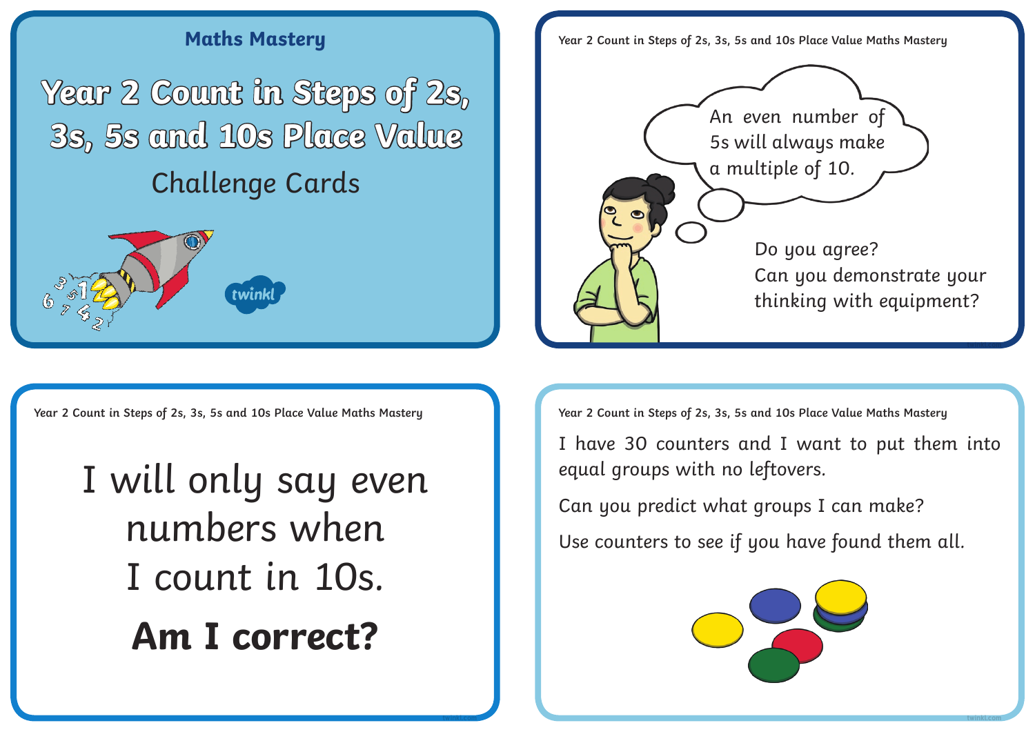## Maths Mastery

# Year 2 Count in Steps of 2s, 3s, 5s and 10s Place Value

Challenge Cards

twinkl

---

An even number of 5s will always make a multiple of 10.

Do you agree?
Can you demonstrate your thinking with equipment?

---

I will only say even numbers when I count in 10s.

**Am I correct?**

---

I have 30 counters and I want to put them into equal groups with no leftovers.

Can you predict what groups I can make?

Use counters to see if you have found them all.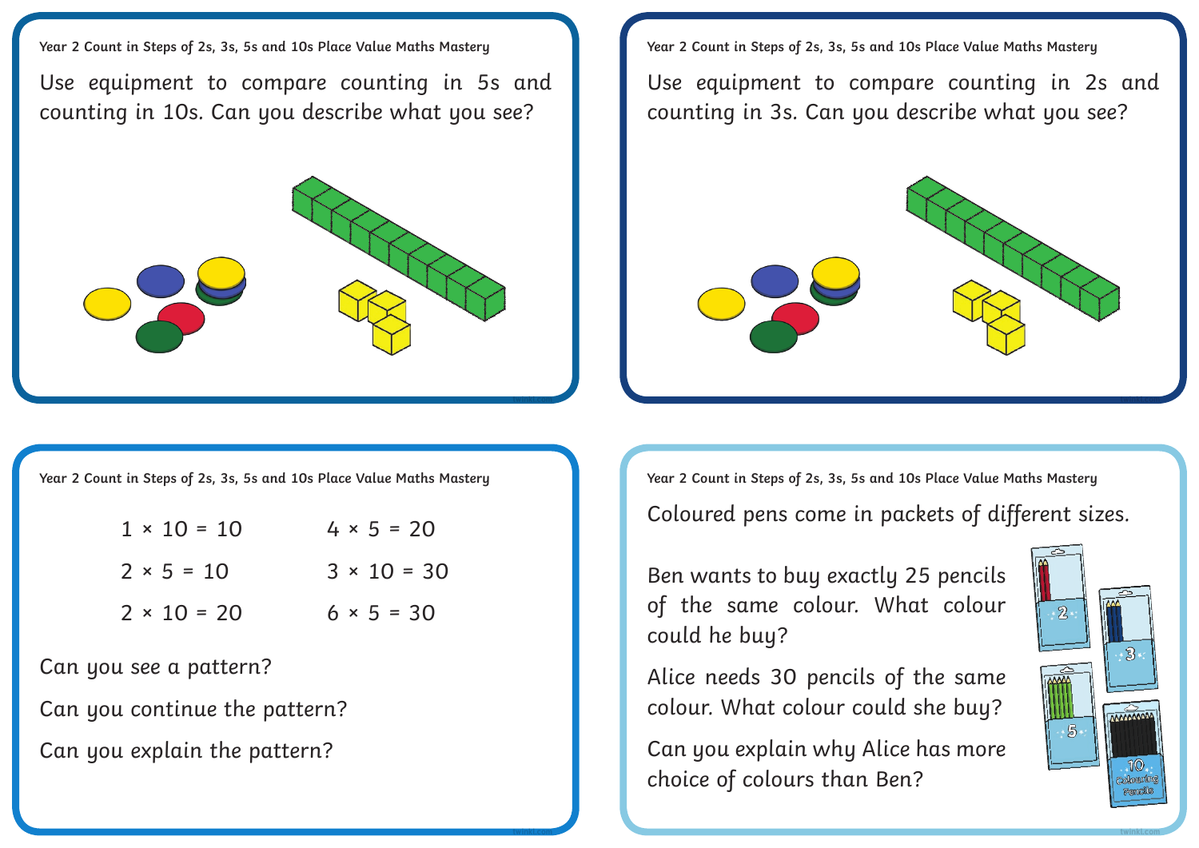## Year 2 Count in Steps of 2s, 3s, 5s and 10s Place Value Maths Mastery

Use equipment to compare counting in 5s and counting in 10s. Can you describe what you see?

## Year 2 Count in Steps of 2s, 3s, 5s and 10s Place Value Maths Mastery

Use equipment to compare counting in 2s and counting in 3s. Can you describe what you see?

## Year 2 Count in Steps of 2s, 3s, 5s and 10s Place Value Maths Mastery

| | |
|---|---|
| $1 \times 10 = 10$ | $4 \times 5 = 20$ |
| $2 \times 5 = 10$ | $3 \times 10 = 30$ |
| $2 \times 10 = 20$ | $6 \times 5 = 30$ |

Can you see a pattern?

Can you continue the pattern?

Can you explain the pattern?

## Year 2 Count in Steps of 2s, 3s, 5s and 10s Place Value Maths Mastery

Coloured pens come in packets of different sizes.

Ben wants to buy exactly 25 pencils of the same colour. What colour could he buy?

Alice needs 30 pencils of the same colour. What colour could she buy?

Can you explain why Alice has more choice of colours than Ben?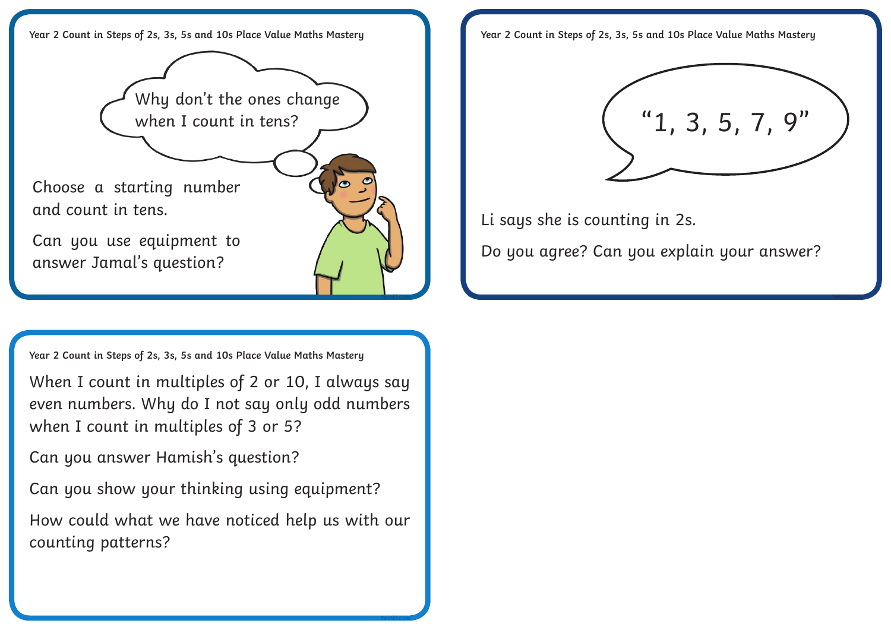Year 2 Count in Steps of 2s, 3s, 5s and 10s Place Value Maths Mastery

Why don't the ones change when I count in tens?

Choose a starting number and count in tens.

Can you use equipment to answer Jamal's question?

Year 2 Count in Steps of 2s, 3s, 5s and 10s Place Value Maths Mastery

"1, 3, 5, 7, 9"

Li says she is counting in 2s.

Do you agree? Can you explain your answer?

Year 2 Count in Steps of 2s, 3s, 5s and 10s Place Value Maths Mastery

When I count in multiples of 2 or 10, I always say even numbers. Why do I not say only odd numbers when I count in multiples of 3 or 5?

Can you answer Hamish's question?

Can you show your thinking using equipment?

How could what we have noticed help us with our counting patterns?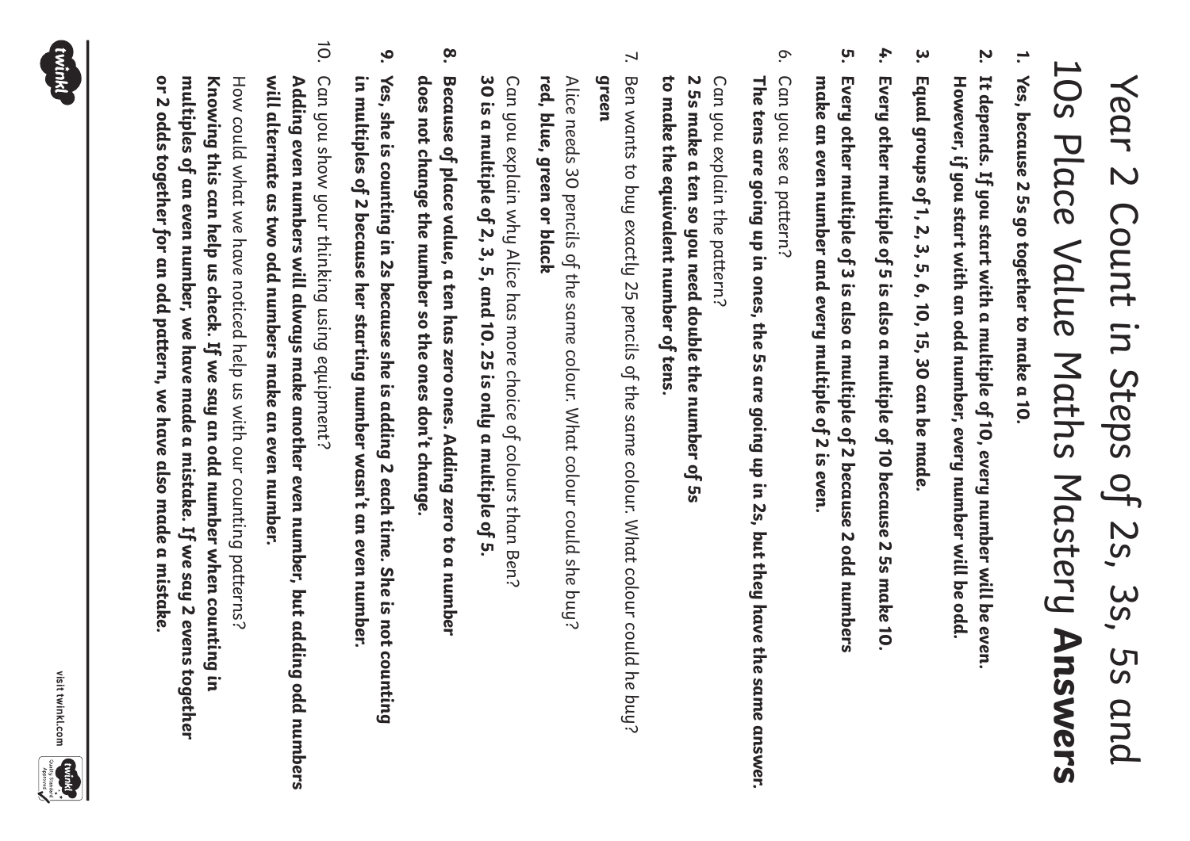# Year 2 Count in Steps of 2s, 3s, 5s and 10s Place Value Maths Mastery **Answers**

1. **Yes, because 2 5s go together to make a 10.**
2. **It depends. If you start with a multiple of 10, every number will be even. However, if you start with an odd number, every number will be odd.**
3. **Equal groups of 1, 2, 3, 5, 6, 10, 15, 30 can be made.**
4. **Every other multiple of 5 is also a multiple of 10 because 2 5s make 10.**
5. **Every other multiple of 3 is also a multiple of 2 because 2 odd numbers make an even number and every multiple of 2 is even.**
6. Can you see a pattern?
   **The tens are going up in ones, the 5s are going up in 2s, but they have the same answer.**

   Can you explain the pattern?
   **2 5s make a ten so you need double the number of 5s to make the equivalent number of tens.**
7. Ben wants to buy exactly 25 pencils of the same colour. What colour could he buy?
   **green**

   Alice needs 30 pencils of the same colour. What colour could she buy?
   **red, blue, green or black**

   Can you explain why Alice has more choice of colours than Ben?
   **30 is a multiple of 2, 3, 5, and 10. 25 is only a multiple of 5.**
8. **Because of place value, a ten has zero ones. Adding zero to a number does not change the number so the ones don't change.**
9. **Yes, she is counting in 2s because she is adding 2 each time. She is not counting in multiples of 2 because her starting number wasn't an even number.**
10. Can you show your thinking using equipment?
    **Adding even numbers will always make another even number, but adding odd numbers will alternate as two odd numbers make an even number.**

    How could what we have noticed help us with our counting patterns?
    **Knowing this can help us check. If we say an odd number when counting in multiples of an even number, we have made a mistake. If we say 2 evens together or 2 odds together for an odd pattern, we have also made a mistake.**